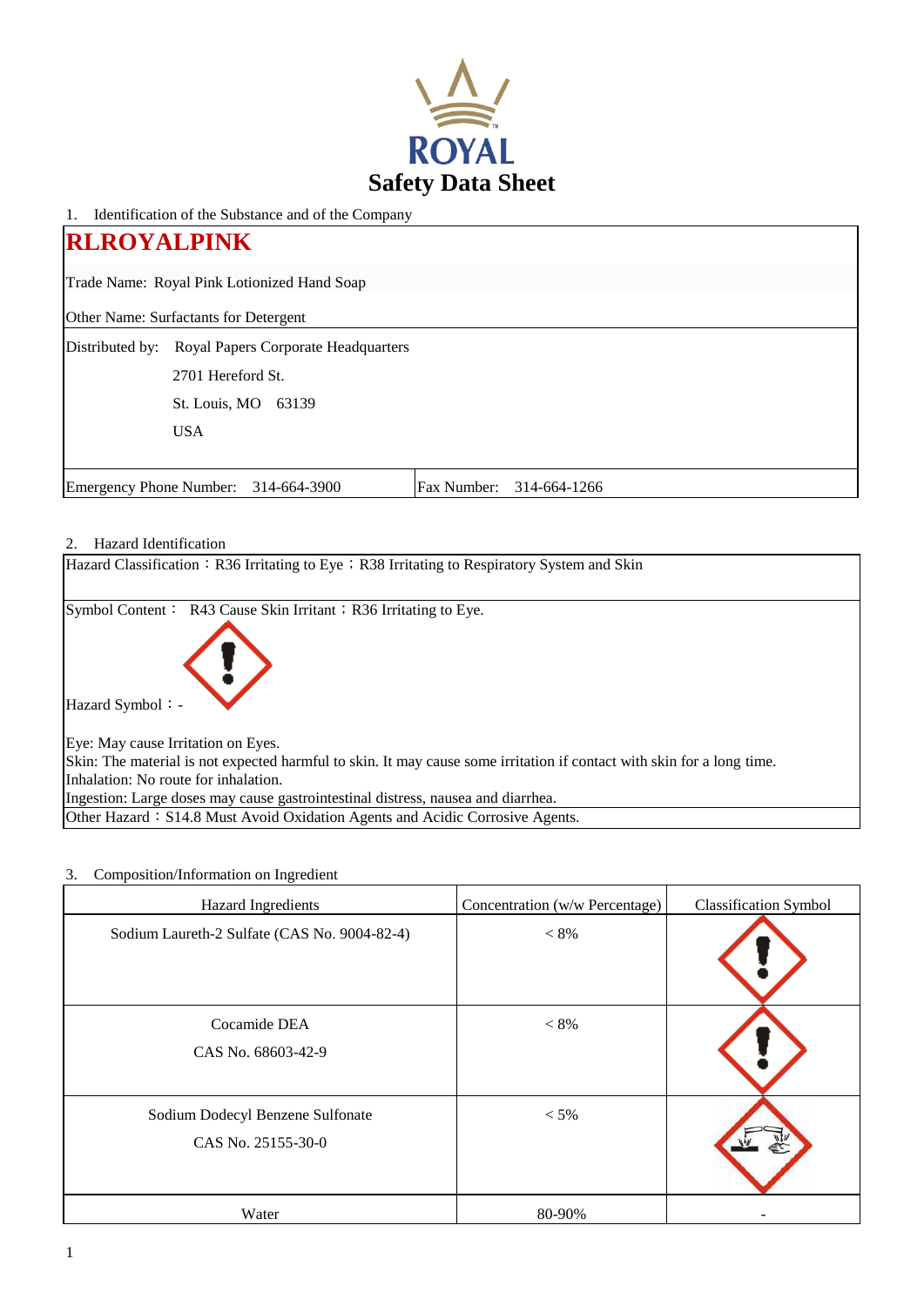# Safety Data Sheet

1. Identification of the Substance and of the Company

## RLROYALPINK

Trade Name: Royal Pink Lotionized Hand Soap

Other Name: Surfactants for Detergent

Distributed by: Royal Papers Corporate Headquarters
2701 Hereford St.
St. Louis, MO 63139
USA

Emergency Phone Number: 314-664-3900 | Fax Number: 314-664-1266

2. Hazard Identification

Hazard Classification：R36 Irritating to Eye；R38 Irritating to Respiratory System and Skin

Symbol Content： R43 Cause Skin Irritant；R36 Irritating to Eye.

Hazard Symbol：-

Eye: May cause Irritation on Eyes.
Skin: The material is not expected harmful to skin. It may cause some irritation if contact with skin for a long time.
Inhalation: No route for inhalation.
Ingestion: Large doses may cause gastrointestinal distress, nausea and diarrhea.

Other Hazard：S14.8 Must Avoid Oxidation Agents and Acidic Corrosive Agents.

3. Composition/Information on Ingredient

| Hazard Ingredients | Concentration (w/w Percentage) | Classification Symbol |
|---|---|---|
| Sodium Laureth-2 Sulfate (CAS No. 9004-82-4) | < 8% | |
| Cocamide DEA CAS No. 68603-42-9 | < 8% | |
| Sodium Dodecyl Benzene Sulfonate CAS No. 25155-30-0 | < 5% | |
| Water | 80-90% | - |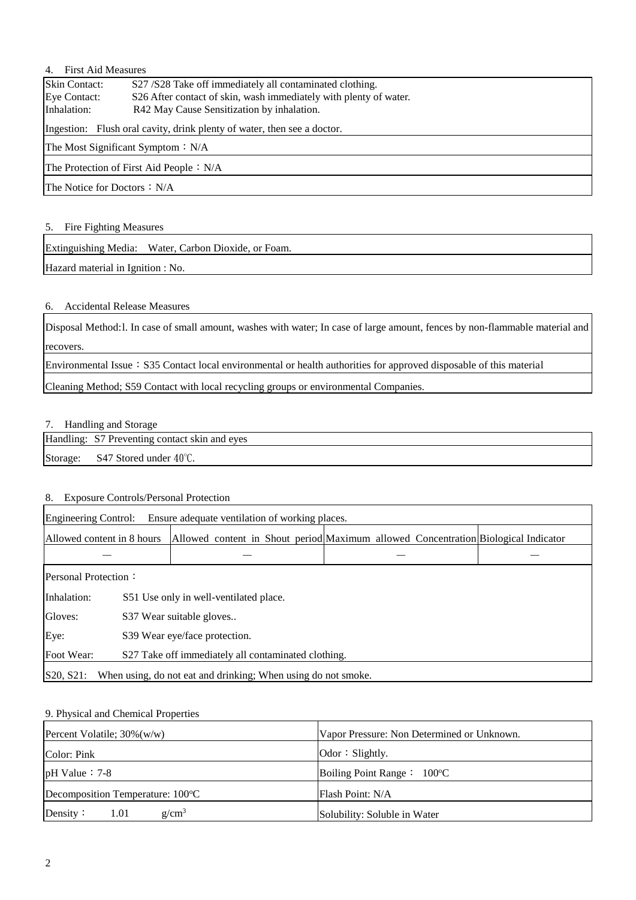## 4. First Aid Measures

| | |
|---|---|
| Skin Contact: | S27 /S28 Take off immediately all contaminated clothing. |
| Eye Contact: | S26 After contact of skin, wash immediately with plenty of water. |
| Inhalation: | R42 May Cause Sensitization by inhalation. |
| Ingestion: Flush oral cavity, drink plenty of water, then see a doctor. | |
| The Most Significant Symptom：N/A | |
| The Protection of First Aid People：N/A | |
| The Notice for Doctors：N/A | |

## 5. Fire Fighting Measures

| |
|---|
| Extinguishing Media: Water, Carbon Dioxide, or Foam. |
| Hazard material in Ignition : No. |

## 6. Accidental Release Measures

| |
|---|
| Disposal Method:l. In case of small amount, washes with water; In case of large amount, fences by non-flammable material and recovers. |
| Environmental Issue：S35 Contact local environmental or health authorities for approved disposable of this material |
| Cleaning Method; S59 Contact with local recycling groups or environmental Companies. |

## 7. Handling and Storage

| |
|---|
| Handling: S7 Preventing contact skin and eyes |
| Storage: S47 Stored under 40℃. |

## 8. Exposure Controls/Personal Protection

| Engineering Control: Ensure adequate ventilation of working places. | | | |
|---|---|---|---|
| Allowed content in 8 hours | Allowed content in Shout period | Maximum allowed Concentration | Biological Indicator |
| — | — | — | — |

Personal Protection：

| | |
|---|---|
| Inhalation: | S51 Use only in well-ventilated place. |
| Gloves: | S37 Wear suitable gloves.. |
| Eye: | S39 Wear eye/face protection. |
| Foot Wear: | S27 Take off immediately all contaminated clothing. |
| S20, S21: | When using, do not eat and drinking; When using do not smoke. |

## 9. Physical and Chemical Properties

| | |
|---|---|
| Percent Volatile; 30%(w/w) | Vapor Pressure: Non Determined or Unknown. |
| Color: Pink | Odor：Slightly. |
| pH Value：7-8 | Boiling Point Range： 100°C |
| Decomposition Temperature: 100°C | Flash Point: N/A |
| Density： 1.01 g/cm$^3$ | Solubility: Soluble in Water |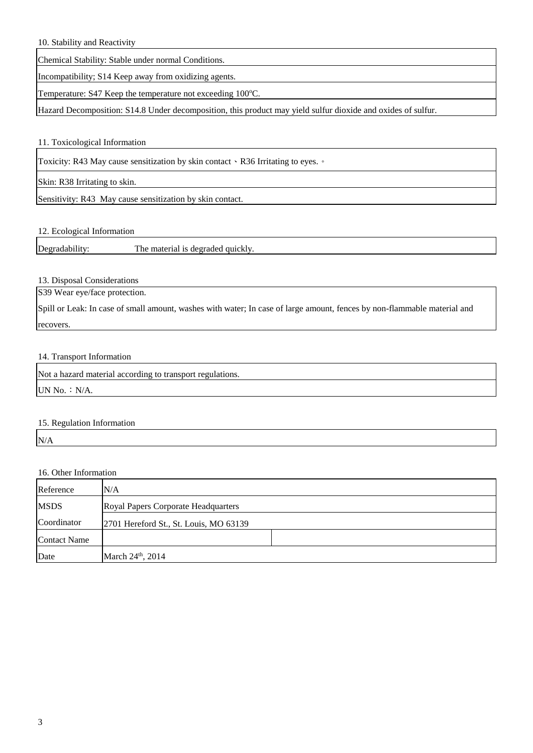## 10. Stability and Reactivity

| |
|---|
| Chemical Stability: Stable under normal Conditions. |
| Incompatibility; S14 Keep away from oxidizing agents. |
| Temperature: S47 Keep the temperature not exceeding 100°C. |
| Hazard Decomposition: S14.8 Under decomposition, this product may yield sulfur dioxide and oxides of sulfur. |

## 11. Toxicological Information

| |
|---|
| Toxicity: R43 May cause sensitization by skin contact、R36 Irritating to eyes.。 |
| Skin: R38 Irritating to skin. |
| Sensitivity: R43 May cause sensitization by skin contact. |

## 12. Ecological Information

| | |
|---|---|
| Degradability: | The material is degraded quickly. |

## 13. Disposal Considerations

S39 Wear eye/face protection.

Spill or Leak: In case of small amount, washes with water; In case of large amount, fences by non-flammable material and recovers.

## 14. Transport Information

| |
|---|
| Not a hazard material according to transport regulations. |
| UN No.：N/A. |

## 15. Regulation Information

N/A

## 16. Other Information

| | | |
|---|---|---|
| Reference | N/A | |
| MSDS | Royal Papers Corporate Headquarters | |
| Coordinator | 2701 Hereford St., St. Louis, MO 63139 | |
| Contact Name | | |
| Date | March 24th, 2014 | |